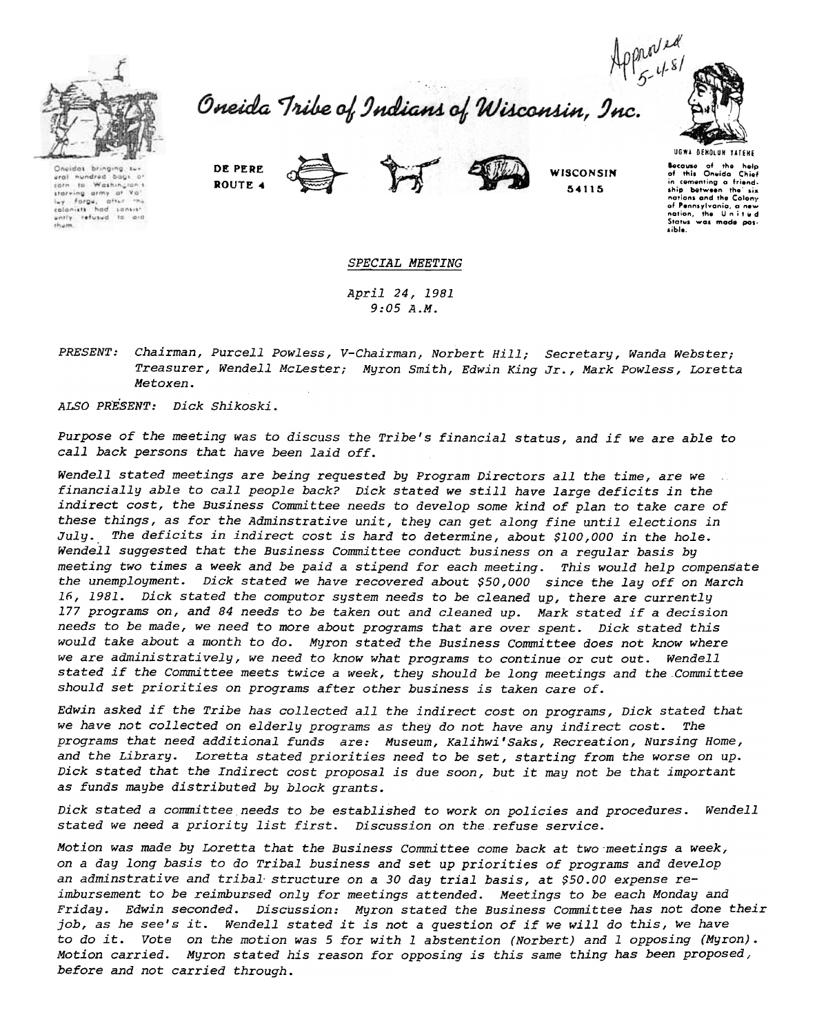Approved 5-4-81

# Oneida Tribe of Indians of Wisconsin, Inc.

Oneidas bringing several hundred bags of corn to Washington's starving army at Valley Forge, after the colonists had consistently refused to aid them.

DE PERE ROUTE 4 WISCONSIN 54115

UGWA DENOLUN YATEHE

Because of the help of this Oneida Chief in cementing a friendship between the six nations and the Colony of Pennsylvania, a new nation, the United States was made possible.

*SPECIAL MEETING*

*April 24, 1981*
*9:05 A.M.*

*PRESENT: Chairman, Purcell Powless, V-Chairman, Norbert Hill; Secretary, Wanda Webster; Treasurer, Wendell McLester; Myron Smith, Edwin King Jr., Mark Powless, Loretta Metoxen.*

*ALSO PRESENT: Dick Shikoski.*

*Purpose of the meeting was to discuss the Tribe's financial status, and if we are able to call back persons that have been laid off.*

*Wendell stated meetings are being requested by Program Directors all the time, are we financially able to call people back? Dick stated we still have large deficits in the indirect cost, the Business Committee needs to develop some kind of plan to take care of these things, as for the Adminstrative unit, they can get along fine until elections in July. The deficits in indirect cost is hard to determine, about $100,000 in the hole. Wendell suggested that the Business Committee conduct business on a regular basis by meeting two times a week and be paid a stipend for each meeting. This would help compensate the unemployment. Dick stated we have recovered about $50,000 since the lay off on March 16, 1981. Dick stated the computor system needs to be cleaned up, there are currently 177 programs on, and 84 needs to be taken out and cleaned up. Mark stated if a decision needs to be made, we need to more about programs that are over spent. Dick stated this would take about a month to do. Myron stated the Business Committee does not know where we are administratively, we need to know what programs to continue or cut out. Wendell stated if the Committee meets twice a week, they should be long meetings and the Committee should set priorities on programs after other business is taken care of.*

*Edwin asked if the Tribe has collected all the indirect cost on programs, Dick stated that we have not collected on elderly programs as they do not have any indirect cost. The programs that need additional funds are: Museum, Kalihwi'Saks, Recreation, Nursing Home, and the Library. Loretta stated priorities need to be set, starting from the worse on up. Dick stated that the Indirect cost proposal is due soon, but it may not be that important as funds maybe distributed by block grants.*

*Dick stated a committee needs to be established to work on policies and procedures. Wendell stated we need a priority list first. Discussion on the refuse service.*

*Motion was made by Loretta that the Business Committee come back at two meetings a week, on a day long basis to do Tribal business and set up priorities of programs and develop an adminstrative and tribal structure on a 30 day trial basis, at $50.00 expense re-imbursement to be reimbursed only for meetings attended. Meetings to be each Monday and Friday. Edwin seconded. Discussion: Myron stated the Business Committee has not done their job, as he see's it. Wendell stated it is not a question of if we will do this, we have to do it. Vote on the motion was 5 for with 1 abstention (Norbert) and 1 opposing (Myron). Motion carried. Myron stated his reason for opposing is this same thing has been proposed, before and not carried through.*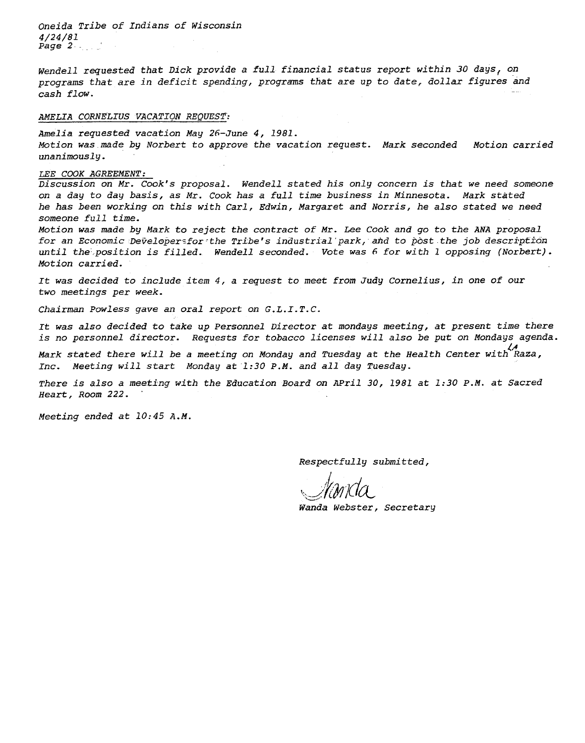Wendell requested that Dick provide a full financial status report within 30 days, on programs that are in deficit spending, programs that are up to date, dollar figures and cash flow.

AMELIA CORNELIUS VACATION REQUEST:

Amelia requested vacation May 26-June 4, 1981.
Motion was made by Norbert to approve the vacation request. Mark seconded Motion carried unanimously.

LEE COOK AGREEMENT:

Discussion on Mr. Cook's proposal. Wendell stated his only concern is that we need someone on a day to day basis, as Mr. Cook has a full time business in Minnesota. Mark stated he has been working on this with Carl, Edwin, Margaret and Norris, he also stated we need someone full time.
Motion was made by Mark to reject the contract of Mr. Lee Cook and go to the ANA proposal for an Economic Developer for the Tribe's industrial park, and to post the job description until the position is filled. Wendell seconded. Vote was 6 for with 1 opposing (Norbert). Motion carried.

It was decided to include item 4, a request to meet from Judy Cornelius, in one of our two meetings per week.

Chairman Powless gave an oral report on G.L.I.T.C.

It was also decided to take up Personnel Director at mondays meeting, at present time there is no personnel director. Requests for tobacco licenses will also be put on Mondays agenda.

Mark stated there will be a meeting on Monday and Tuesday at the Health Center with La Raza, Inc. Meeting will start Monday at 1:30 P.M. and all day Tuesday.

There is also a meeting with the Education Board on APril 30, 1981 at 1:30 P.M. at Sacred Heart, Room 222.

Meeting ended at 10:45 A.M.

Respectfully submitted,

Wanda

Wanda Webster, Secretary